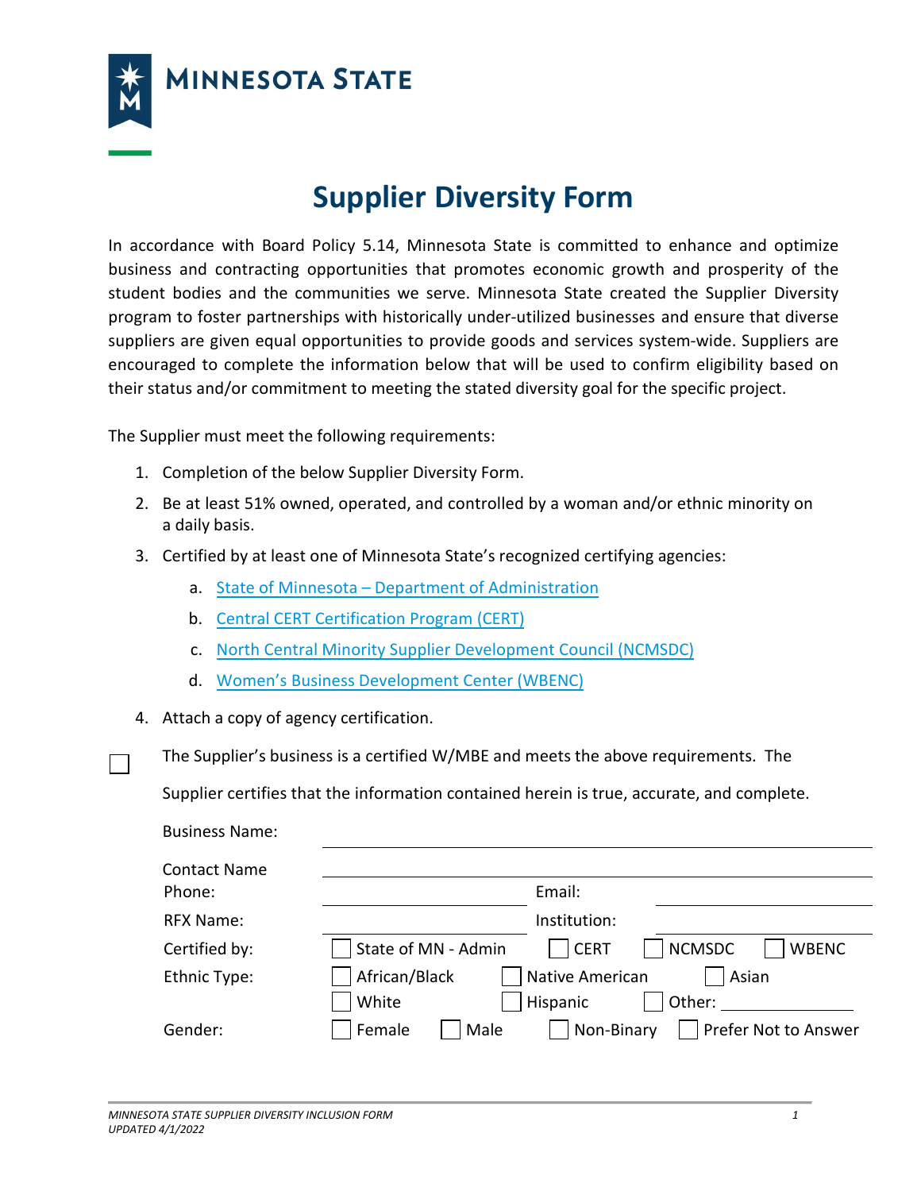MINNESOTA STATE

# Supplier Diversity Form

In accordance with Board Policy 5.14, Minnesota State is committed to enhance and optimize business and contracting opportunities that promotes economic growth and prosperity of the student bodies and the communities we serve. Minnesota State created the Supplier Diversity program to foster partnerships with historically under-utilized businesses and ensure that diverse suppliers are given equal opportunities to provide goods and services system-wide. Suppliers are encouraged to complete the information below that will be used to confirm eligibility based on their status and/or commitment to meeting the stated diversity goal for the specific project.

The Supplier must meet the following requirements:

1. Completion of the below Supplier Diversity Form.
2. Be at least 51% owned, operated, and controlled by a woman and/or ethnic minority on a daily basis.
3. Certified by at least one of Minnesota State's recognized certifying agencies:
   a. State of Minnesota – Department of Administration
   b. Central CERT Certification Program (CERT)
   c. North Central Minority Supplier Development Council (NCMSDC)
   d. Women's Business Development Center (WBENC)
4. Attach a copy of agency certification.

☐ The Supplier's business is a certified W/MBE and meets the above requirements. The Supplier certifies that the information contained herein is true, accurate, and complete.

Business Name: ______________________________

Contact Name ______________________________

Phone: ______________ Email: ______________

RFX Name: ______________ Institution: ______________

Certified by: ☐ State of MN - Admin ☐ CERT ☐ NCMSDC ☐ WBENC

Ethnic Type: ☐ African/Black ☐ Native American ☐ Asian ☐ White ☐ Hispanic ☐ Other: ______________

Gender: ☐ Female ☐ Male ☐ Non-Binary ☐ Prefer Not to Answer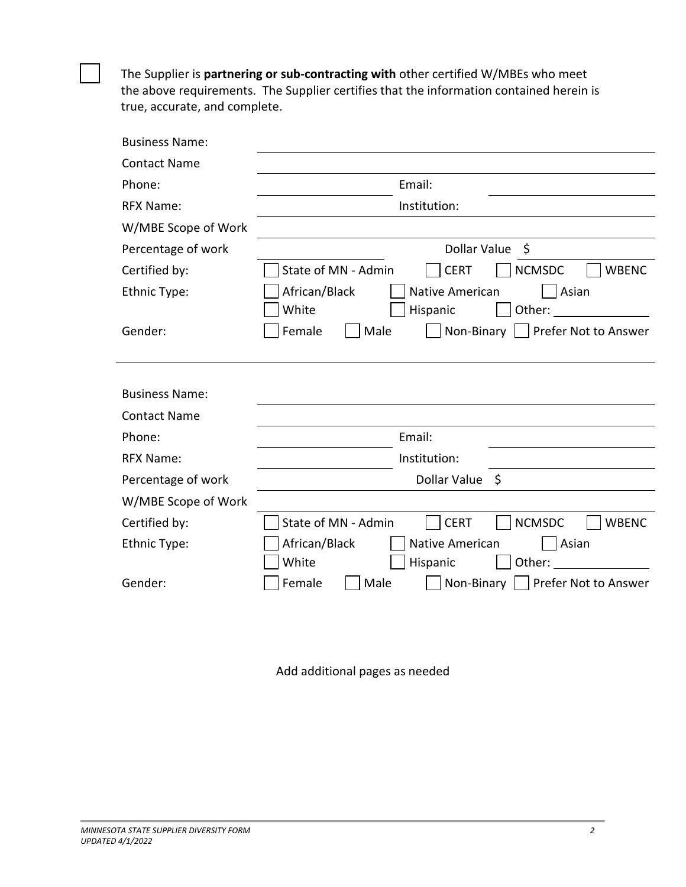☐ The Supplier is **partnering or sub-contracting with** other certified W/MBEs who meet the above requirements. The Supplier certifies that the information contained herein is true, accurate, and complete.

| | | | |
|---|---|---|---|
| Business Name: | | | |
| Contact Name | | | |
| Phone: | | Email: | |
| RFX Name: | | Institution: | |
| W/MBE Scope of Work | | | |
| Percentage of work | | Dollar Value $ | |
| Certified by: | ☐ State of MN - Admin | ☐ CERT ☐ NCMSDC | ☐ WBENC |
| Ethnic Type: | ☐ African/Black ☐ White | ☐ Native American ☐ Hispanic | ☐ Asian ☐ Other: ______ |
| Gender: | ☐ Female ☐ Male | ☐ Non-Binary | ☐ Prefer Not to Answer |

---

| | | | |
|---|---|---|---|
| Business Name: | | | |
| Contact Name | | | |
| Phone: | | Email: | |
| RFX Name: | | Institution: | |
| Percentage of work | | Dollar Value $ | |
| W/MBE Scope of Work | | | |
| Certified by: | ☐ State of MN - Admin | ☐ CERT ☐ NCMSDC | ☐ WBENC |
| Ethnic Type: | ☐ African/Black ☐ White | ☐ Native American ☐ Hispanic | ☐ Asian ☐ Other: ______ |
| Gender: | ☐ Female ☐ Male | ☐ Non-Binary | ☐ Prefer Not to Answer |

Add additional pages as needed